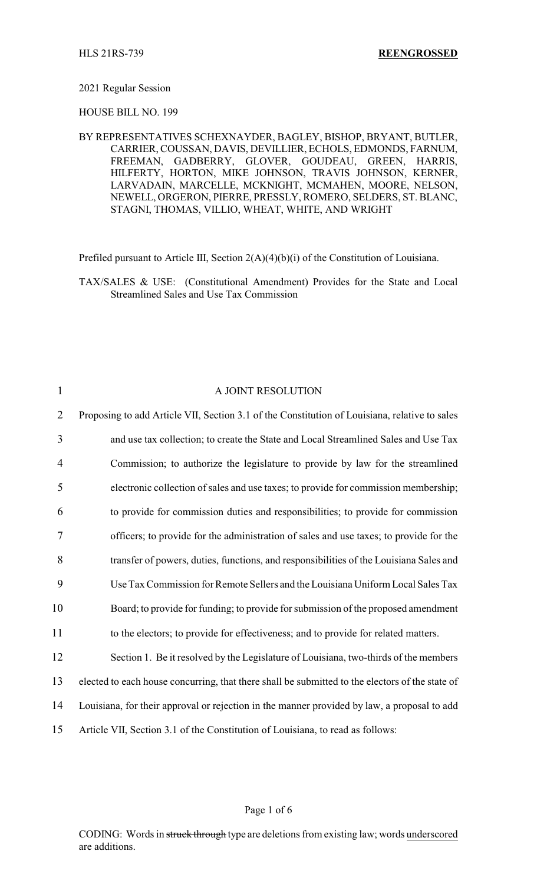HLS 21RS-739 **REENGROSSED**

2021 Regular Session

HOUSE BILL NO. 199

BY REPRESENTATIVES SCHEXNAYDER, BAGLEY, BISHOP, BRYANT, BUTLER, CARRIER, COUSSAN, DAVIS, DEVILLIER, ECHOLS, EDMONDS, FARNUM, FREEMAN, GADBERRY, GLOVER, GOUDEAU, GREEN, HARRIS, HILFERTY, HORTON, MIKE JOHNSON, TRAVIS JOHNSON, KERNER, LARVADAIN, MARCELLE, MCKNIGHT, MCMAHEN, MOORE, NELSON, NEWELL, ORGERON, PIERRE, PRESSLY, ROMERO, SELDERS, ST. BLANC, STAGNI, THOMAS, VILLIO, WHEAT, WHITE, AND WRIGHT

Prefiled pursuant to Article III, Section 2(A)(4)(b)(i) of the Constitution of Louisiana.

TAX/SALES & USE: (Constitutional Amendment) Provides for the State and Local Streamlined Sales and Use Tax Commission

1 A JOINT RESOLUTION

2 Proposing to add Article VII, Section 3.1 of the Constitution of Louisiana, relative to sales
3 and use tax collection; to create the State and Local Streamlined Sales and Use Tax
4 Commission; to authorize the legislature to provide by law for the streamlined
5 electronic collection of sales and use taxes; to provide for commission membership;
6 to provide for commission duties and responsibilities; to provide for commission
7 officers; to provide for the administration of sales and use taxes; to provide for the
8 transfer of powers, duties, functions, and responsibilities of the Louisiana Sales and
9 Use Tax Commission for Remote Sellers and the Louisiana Uniform Local Sales Tax
10 Board; to provide for funding; to provide for submission of the proposed amendment
11 to the electors; to provide for effectiveness; and to provide for related matters.

12 Section 1. Be it resolved by the Legislature of Louisiana, two-thirds of the members
13 elected to each house concurring, that there shall be submitted to the electors of the state of
14 Louisiana, for their approval or rejection in the manner provided by law, a proposal to add
15 Article VII, Section 3.1 of the Constitution of Louisiana, to read as follows:

CODING: Words in ~~struck through~~ type are deletions from existing law; words <u>underscored</u> are additions.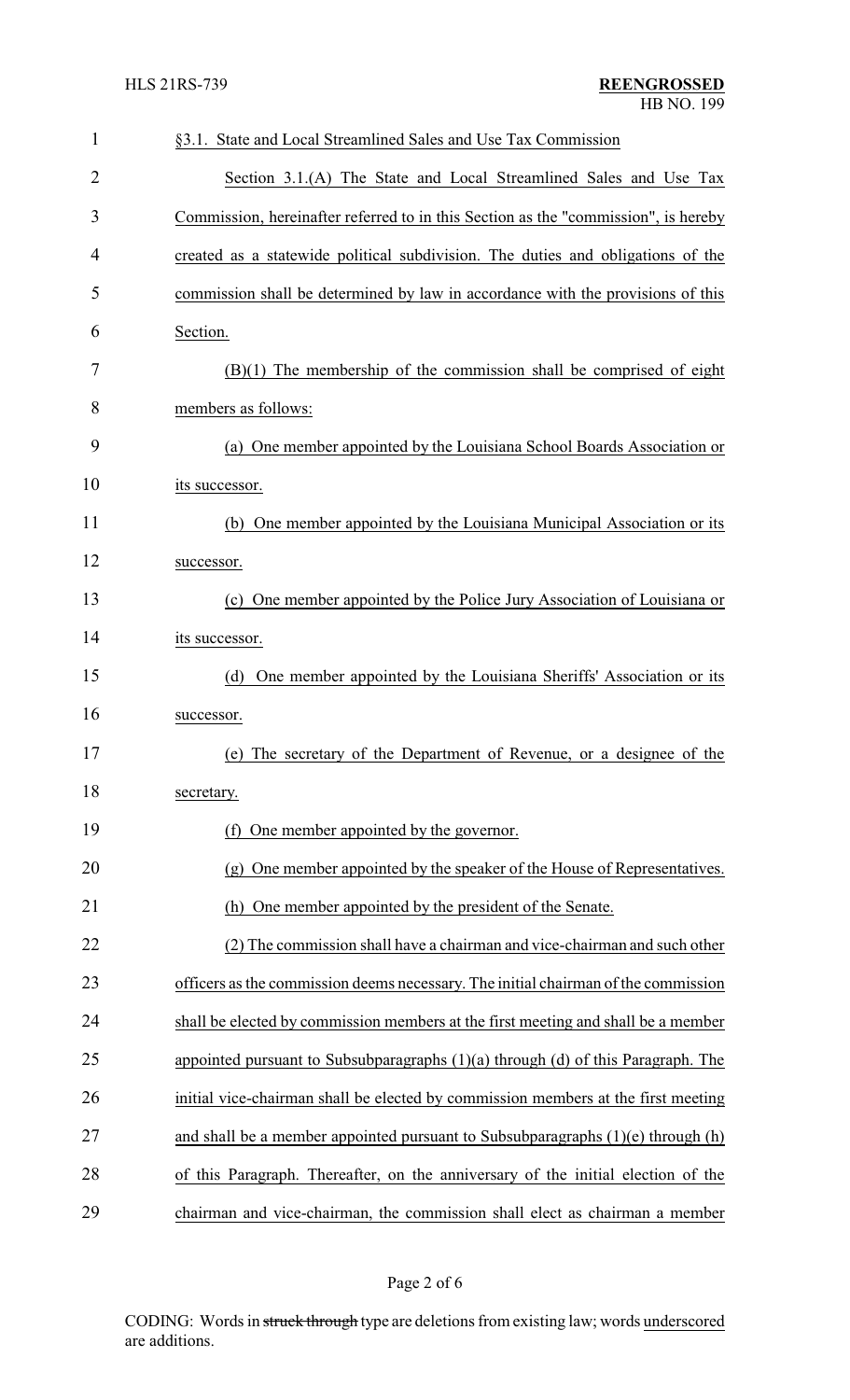§3.1. State and Local Streamlined Sales and Use Tax Commission

Section 3.1.(A) The State and Local Streamlined Sales and Use Tax Commission, hereinafter referred to in this Section as the "commission", is hereby created as a statewide political subdivision. The duties and obligations of the commission shall be determined by law in accordance with the provisions of this Section.

(B)(1) The membership of the commission shall be comprised of eight members as follows:

(a) One member appointed by the Louisiana School Boards Association or its successor.

(b) One member appointed by the Louisiana Municipal Association or its successor.

(c) One member appointed by the Police Jury Association of Louisiana or its successor.

(d) One member appointed by the Louisiana Sheriffs' Association or its successor.

(e) The secretary of the Department of Revenue, or a designee of the secretary.

(f) One member appointed by the governor.

(g) One member appointed by the speaker of the House of Representatives.

(h) One member appointed by the president of the Senate.

(2) The commission shall have a chairman and vice-chairman and such other officers as the commission deems necessary. The initial chairman of the commission shall be elected by commission members at the first meeting and shall be a member appointed pursuant to Subsubparagraphs (1)(a) through (d) of this Paragraph. The initial vice-chairman shall be elected by commission members at the first meeting and shall be a member appointed pursuant to Subsubparagraphs (1)(e) through (h) of this Paragraph. Thereafter, on the anniversary of the initial election of the chairman and vice-chairman, the commission shall elect as chairman a member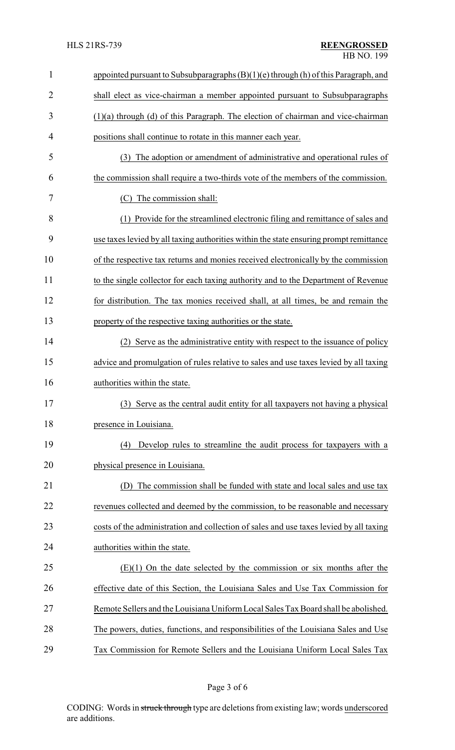appointed pursuant to Subsubparagraphs (B)(1)(e) through (h) of this Paragraph, and shall elect as vice-chairman a member appointed pursuant to Subsubparagraphs (1)(a) through (d) of this Paragraph. The election of chairman and vice-chairman positions shall continue to rotate in this manner each year.

(3) The adoption or amendment of administrative and operational rules of the commission shall require a two-thirds vote of the members of the commission.

(C) The commission shall:

(1) Provide for the streamlined electronic filing and remittance of sales and use taxes levied by all taxing authorities within the state ensuring prompt remittance of the respective tax returns and monies received electronically by the commission to the single collector for each taxing authority and to the Department of Revenue for distribution. The tax monies received shall, at all times, be and remain the property of the respective taxing authorities or the state.

(2) Serve as the administrative entity with respect to the issuance of policy advice and promulgation of rules relative to sales and use taxes levied by all taxing authorities within the state.

(3) Serve as the central audit entity for all taxpayers not having a physical presence in Louisiana.

(4) Develop rules to streamline the audit process for taxpayers with a physical presence in Louisiana.

(D) The commission shall be funded with state and local sales and use tax revenues collected and deemed by the commission, to be reasonable and necessary costs of the administration and collection of sales and use taxes levied by all taxing authorities within the state.

(E)(1) On the date selected by the commission or six months after the effective date of this Section, the Louisiana Sales and Use Tax Commission for Remote Sellers and the Louisiana Uniform Local Sales Tax Board shall be abolished. The powers, duties, functions, and responsibilities of the Louisiana Sales and Use Tax Commission for Remote Sellers and the Louisiana Uniform Local Sales Tax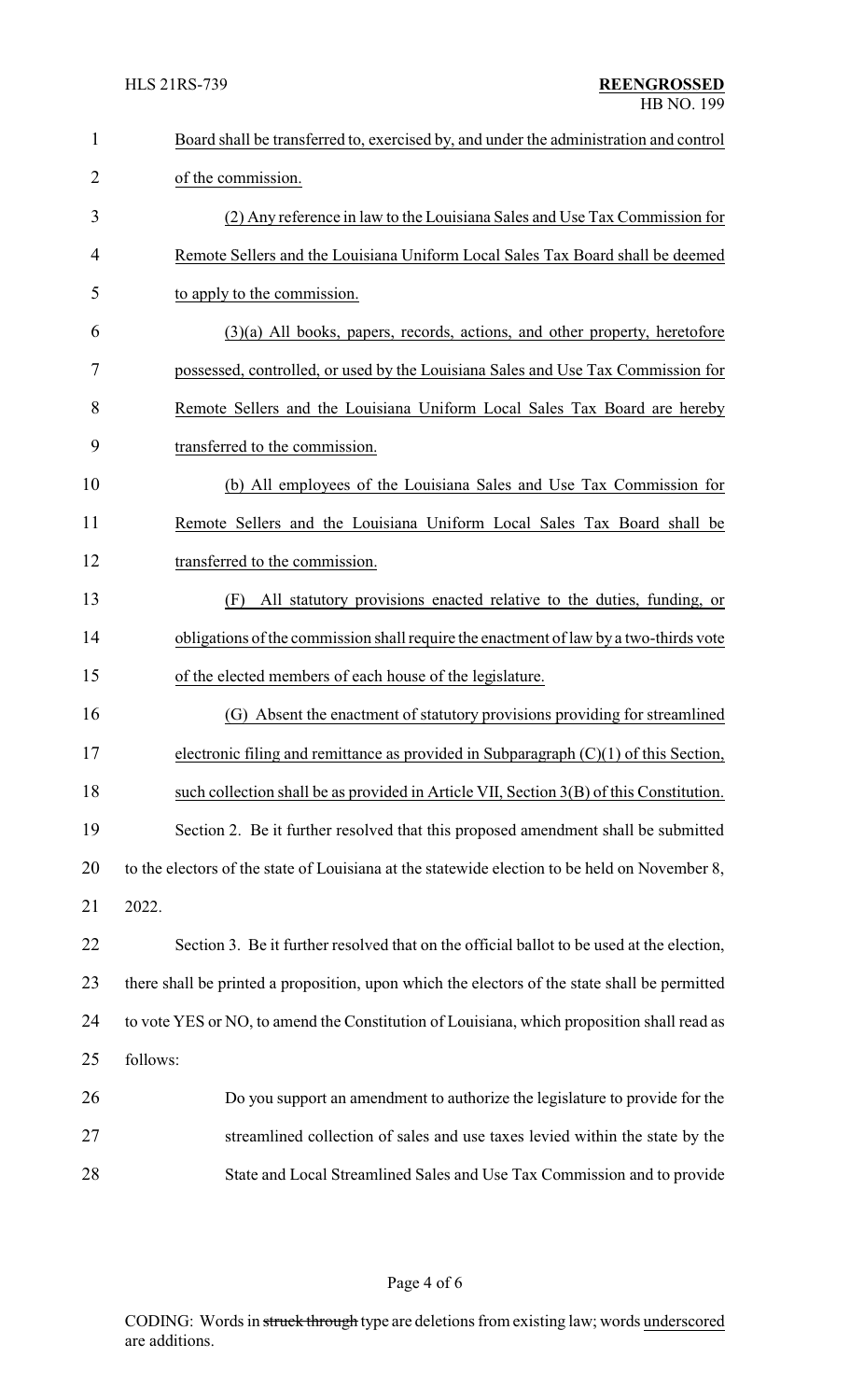Board shall be transferred to, exercised by, and under the administration and control of the commission.

(2) Any reference in law to the Louisiana Sales and Use Tax Commission for Remote Sellers and the Louisiana Uniform Local Sales Tax Board shall be deemed to apply to the commission.

(3)(a) All books, papers, records, actions, and other property, heretofore possessed, controlled, or used by the Louisiana Sales and Use Tax Commission for Remote Sellers and the Louisiana Uniform Local Sales Tax Board are hereby transferred to the commission.

(b) All employees of the Louisiana Sales and Use Tax Commission for Remote Sellers and the Louisiana Uniform Local Sales Tax Board shall be transferred to the commission.

(F) All statutory provisions enacted relative to the duties, funding, or obligations of the commission shall require the enactment of law by a two-thirds vote of the elected members of each house of the legislature.

(G) Absent the enactment of statutory provisions providing for streamlined electronic filing and remittance as provided in Subparagraph (C)(1) of this Section, such collection shall be as provided in Article VII, Section 3(B) of this Constitution.

Section 2. Be it further resolved that this proposed amendment shall be submitted to the electors of the state of Louisiana at the statewide election to be held on November 8, 2022.

Section 3. Be it further resolved that on the official ballot to be used at the election, there shall be printed a proposition, upon which the electors of the state shall be permitted to vote YES or NO, to amend the Constitution of Louisiana, which proposition shall read as follows:

Do you support an amendment to authorize the legislature to provide for the streamlined collection of sales and use taxes levied within the state by the State and Local Streamlined Sales and Use Tax Commission and to provide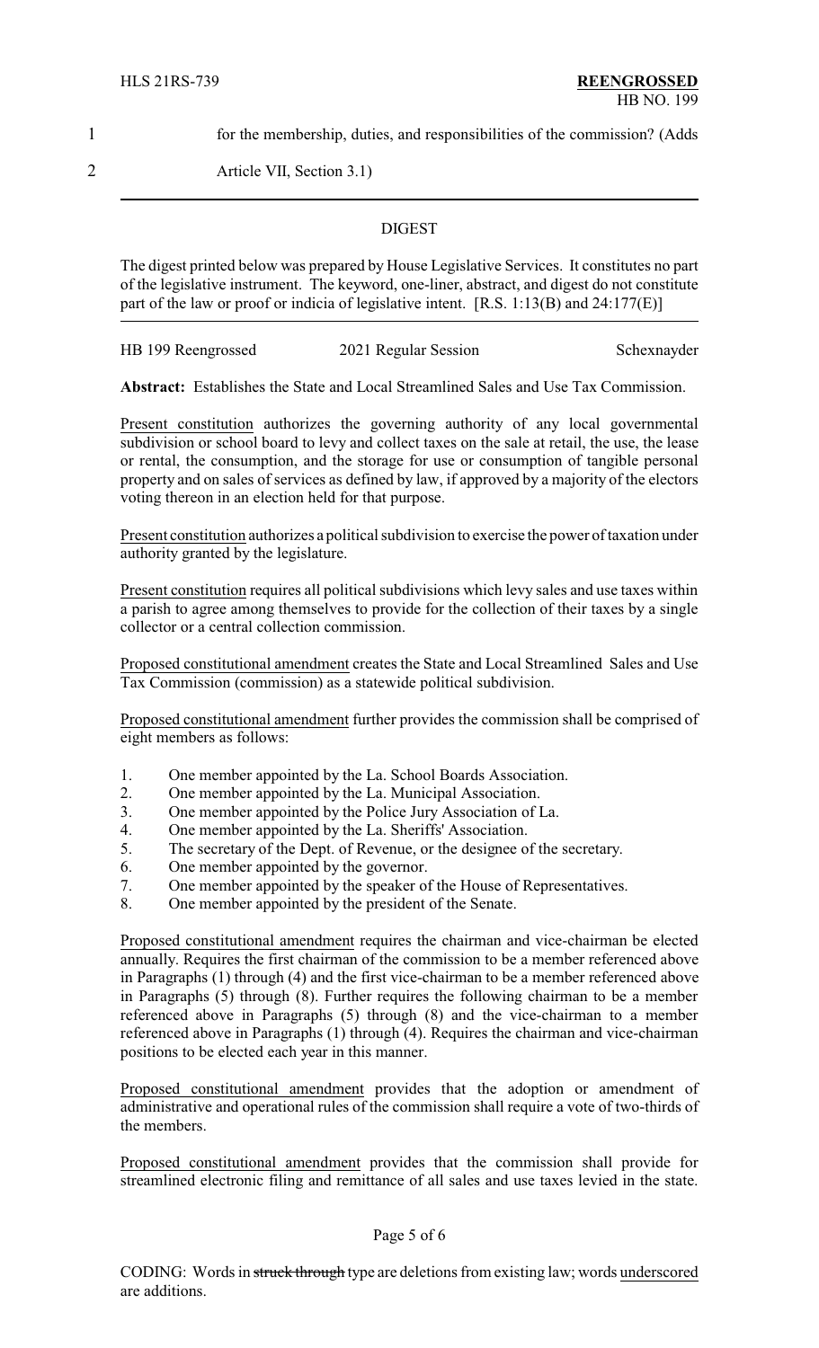1 for the membership, duties, and responsibilities of the commission? (Adds
2 Article VII, Section 3.1)

## DIGEST

The digest printed below was prepared by House Legislative Services. It constitutes no part of the legislative instrument. The keyword, one-liner, abstract, and digest do not constitute part of the law or proof or indicia of legislative intent. [R.S. 1:13(B) and 24:177(E)]

HB 199 Reengrossed 2021 Regular Session Schexnayder

**Abstract:** Establishes the State and Local Streamlined Sales and Use Tax Commission.

Present constitution authorizes the governing authority of any local governmental subdivision or school board to levy and collect taxes on the sale at retail, the use, the lease or rental, the consumption, and the storage for use or consumption of tangible personal property and on sales of services as defined by law, if approved by a majority of the electors voting thereon in an election held for that purpose.

Present constitution authorizes a political subdivision to exercise the power of taxation under authority granted by the legislature.

Present constitution requires all political subdivisions which levy sales and use taxes within a parish to agree among themselves to provide for the collection of their taxes by a single collector or a central collection commission.

Proposed constitutional amendment creates the State and Local Streamlined Sales and Use Tax Commission (commission) as a statewide political subdivision.

Proposed constitutional amendment further provides the commission shall be comprised of eight members as follows:

1. One member appointed by the La. School Boards Association.
2. One member appointed by the La. Municipal Association.
3. One member appointed by the Police Jury Association of La.
4. One member appointed by the La. Sheriffs' Association.
5. The secretary of the Dept. of Revenue, or the designee of the secretary.
6. One member appointed by the governor.
7. One member appointed by the speaker of the House of Representatives.
8. One member appointed by the president of the Senate.

Proposed constitutional amendment requires the chairman and vice-chairman be elected annually. Requires the first chairman of the commission to be a member referenced above in Paragraphs (1) through (4) and the first vice-chairman to be a member referenced above in Paragraphs (5) through (8). Further requires the following chairman to be a member referenced above in Paragraphs (5) through (8) and the vice-chairman to a member referenced above in Paragraphs (1) through (4). Requires the chairman and vice-chairman positions to be elected each year in this manner.

Proposed constitutional amendment provides that the adoption or amendment of administrative and operational rules of the commission shall require a vote of two-thirds of the members.

Proposed constitutional amendment provides that the commission shall provide for streamlined electronic filing and remittance of all sales and use taxes levied in the state.

CODING: Words in ~~struck through~~ type are deletions from existing law; words underscored are additions.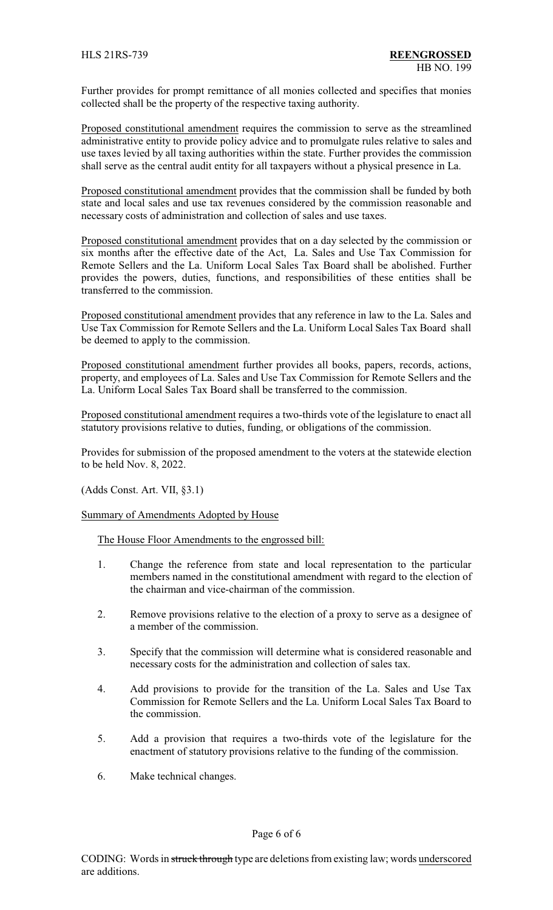Further provides for prompt remittance of all monies collected and specifies that monies collected shall be the property of the respective taxing authority.

Proposed constitutional amendment requires the commission to serve as the streamlined administrative entity to provide policy advice and to promulgate rules relative to sales and use taxes levied by all taxing authorities within the state. Further provides the commission shall serve as the central audit entity for all taxpayers without a physical presence in La.

Proposed constitutional amendment provides that the commission shall be funded by both state and local sales and use tax revenues considered by the commission reasonable and necessary costs of administration and collection of sales and use taxes.

Proposed constitutional amendment provides that on a day selected by the commission or six months after the effective date of the Act, La. Sales and Use Tax Commission for Remote Sellers and the La. Uniform Local Sales Tax Board shall be abolished. Further provides the powers, duties, functions, and responsibilities of these entities shall be transferred to the commission.

Proposed constitutional amendment provides that any reference in law to the La. Sales and Use Tax Commission for Remote Sellers and the La. Uniform Local Sales Tax Board shall be deemed to apply to the commission.

Proposed constitutional amendment further provides all books, papers, records, actions, property, and employees of La. Sales and Use Tax Commission for Remote Sellers and the La. Uniform Local Sales Tax Board shall be transferred to the commission.

Proposed constitutional amendment requires a two-thirds vote of the legislature to enact all statutory provisions relative to duties, funding, or obligations of the commission.

Provides for submission of the proposed amendment to the voters at the statewide election to be held Nov. 8, 2022.

(Adds Const. Art. VII, §3.1)

Summary of Amendments Adopted by House

The House Floor Amendments to the engrossed bill:

1. Change the reference from state and local representation to the particular members named in the constitutional amendment with regard to the election of the chairman and vice-chairman of the commission.

2. Remove provisions relative to the election of a proxy to serve as a designee of a member of the commission.

3. Specify that the commission will determine what is considered reasonable and necessary costs for the administration and collection of sales tax.

4. Add provisions to provide for the transition of the La. Sales and Use Tax Commission for Remote Sellers and the La. Uniform Local Sales Tax Board to the commission.

5. Add a provision that requires a two-thirds vote of the legislature for the enactment of statutory provisions relative to the funding of the commission.

6. Make technical changes.

CODING: Words in ~~struck through~~ type are deletions from existing law; words underscored are additions.